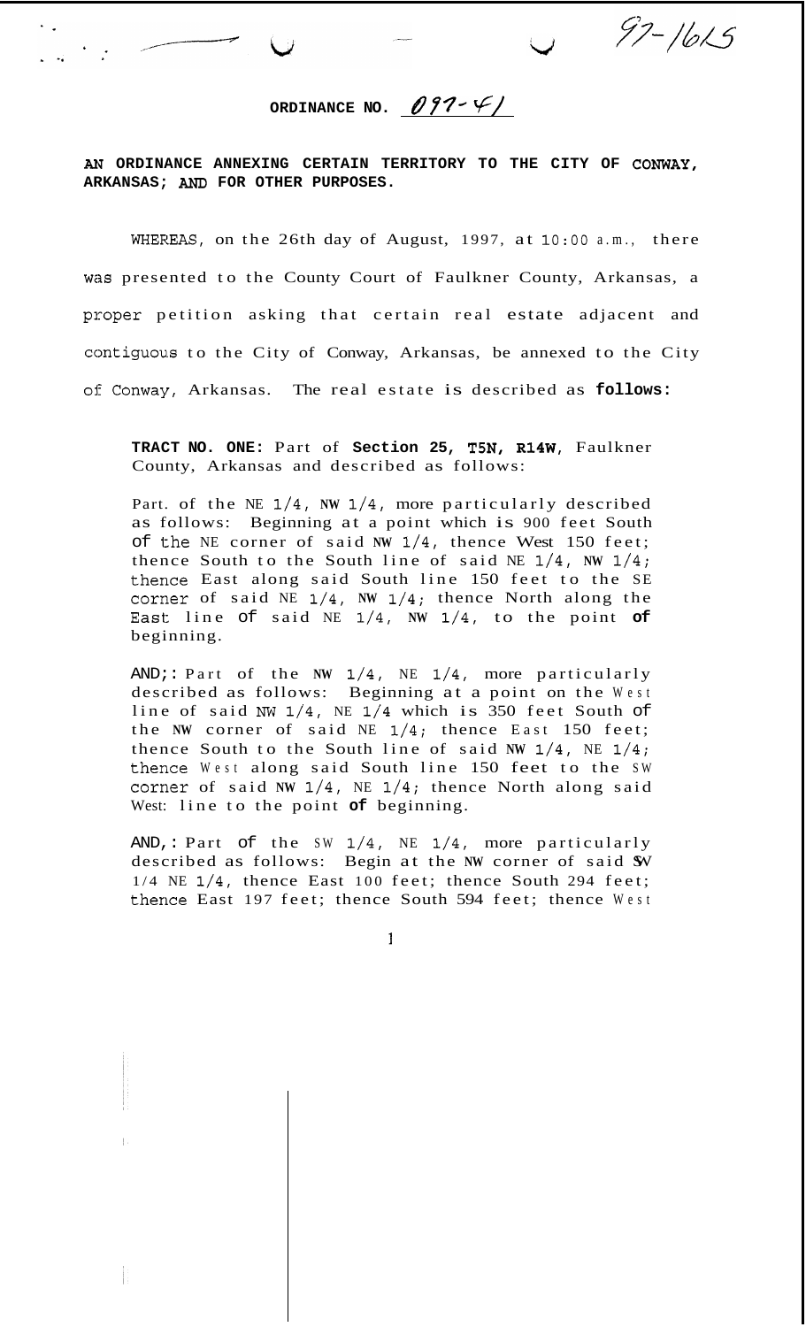97-1615

**ORDINANCE NO. O97-41**

**AN ORDINANCE ANNEXING CERTAIN TERRITORY TO THE CITY OF CONWAY, ARKANSAS; AND FOR OTHER PURPOSES.**

WHEREAS, on the 26th day of August, 1997, at 10:00 a.m., there was presented to the County Court of Faulkner County, Arkansas, a proper petition asking that certain real estate adjacent and contiguous to the City of Conway, Arkansas, be annexed to the City of Conway, Arkansas. The real estate is described as **follows:**

**TRACT NO. ONE:** Part of **Section 25, T5N, R14W**, Faulkner County, Arkansas and described as follows:

Part. of the NE 1/4, NW 1/4, more particularly described as follows: Beginning at a point which is 900 feet South of the NE corner of said NW 1/4, thence West 150 feet; thence South to the South line of said NE 1/4, NW 1/4; thence East along said South line 150 feet to the SE corner of said NE 1/4, NW 1/4; thence North along the East line of said NE 1/4, NW 1/4, to the point **of** beginning.

AND;: Part of the NW 1/4, NE 1/4, more particularly described as follows: Beginning at a point on the West line of said NW 1/4, NE 1/4 which is 350 feet South of the NW corner of said NE 1/4; thence East 150 feet; thence South to the South line of said NW 1/4, NE 1/4; thence West along said South line 150 feet to the SW corner of said NW 1/4, NE 1/4; thence North along said West: line to the point **of** beginning.

AND,: Part of the SW 1/4, NE 1/4, more particularly described as follows: Begin at the NW corner of said SW 1/4 NE 1/4, thence East 100 feet; thence South 294 feet; thence East 197 feet; thence South 594 feet; thence West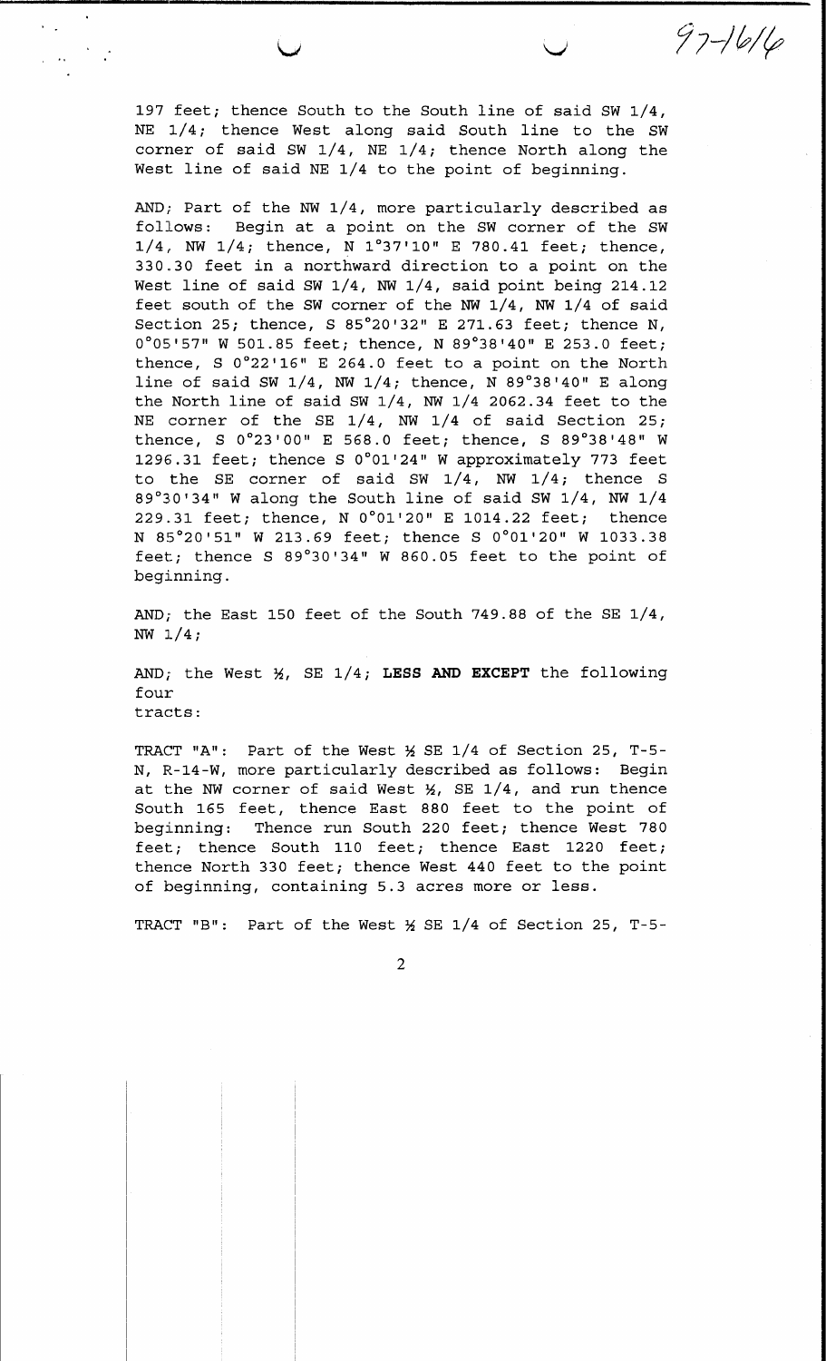197 feet; thence South to the South line of said SW 1/4, NE 1/4; thence West along said South line to the SW corner of said SW 1/4, NE 1/4; thence North along the West line of said NE 1/4 to the point of beginning.

AND; Part of the NW 1/4, more particularly described as follows: Begin at a point on the SW corner of the SW 1/4, NW 1/4; thence, N 1°37'10" E 780.41 feet; thence, 330.30 feet in a northward direction to a point on the West line of said SW 1/4, NW 1/4, said point being 214.12 feet south of the SW corner of the NW 1/4, NW 1/4 of said Section 25; thence, S 85°20'32" E 271.63 feet; thence N, 0°05'57" W 501.85 feet; thence, N 89°38'40" E 253.0 feet; thence, S 0°22'16" E 264.0 feet to a point on the North line of said SW 1/4, NW 1/4; thence, N 89°38'40" E along the North line of said SW 1/4, NW 1/4 2062.34 feet to the NE corner of the SE 1/4, NW 1/4 of said Section 25; thence, S 0°23'00" E 568.0 feet; thence, S 89°38'48" W 1296.31 feet; thence S 0°01'24" W approximately 773 feet to the SE corner of said SW 1/4, NW 1/4; thence S 89°30'34" W along the South line of said SW 1/4, NW 1/4 229.31 feet; thence, N 0°01'20" E 1014.22 feet; thence N 85°20'51" W 213.69 feet; thence S 0°01'20" W 1033.38 feet; thence S 89°30'34" W 860.05 feet to the point of beginning.

AND; the East 150 feet of the South 749.88 of the SE 1/4, NW 1/4;

AND; the West ½, SE 1/4; **LESS AND EXCEPT** the following four tracts:

TRACT "A": Part of the West ½ SE 1/4 of Section 25, T-5-N, R-14-W, more particularly described as follows: Begin at the NW corner of said West ½, SE 1/4, and run thence South 165 feet, thence East 880 feet to the point of beginning: Thence run South 220 feet; thence West 780 feet; thence South 110 feet; thence East 1220 feet; thence North 330 feet; thence West 440 feet to the point of beginning, containing 5.3 acres more or less.

TRACT "B": Part of the West ½ SE 1/4 of Section 25, T-5-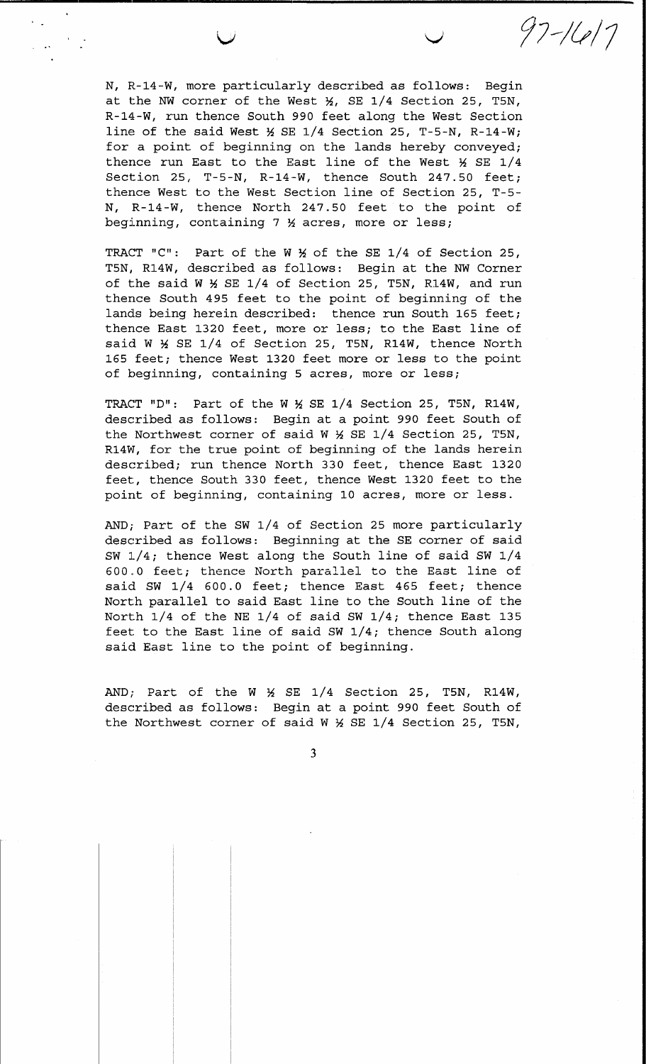N, R-14-W, more particularly described as follows: Begin at the NW corner of the West ½, SE 1/4 Section 25, T5N, R-14-W, run thence South 990 feet along the West Section line of the said West ½ SE 1/4 Section 25, T-5-N, R-14-W; for a point of beginning on the lands hereby conveyed; thence run East to the East line of the West ½ SE 1/4 Section 25, T-5-N, R-14-W, thence South 247.50 feet; thence West to the West Section line of Section 25, T-5-N, R-14-W, thence North 247.50 feet to the point of beginning, containing 7 ½ acres, more or less;

TRACT "C": Part of the W ½ of the SE 1/4 of Section 25, T5N, R14W, described as follows: Begin at the NW Corner of the said W ½ SE 1/4 of Section 25, T5N, R14W, and run thence South 495 feet to the point of beginning of the lands being herein described: thence run South 165 feet; thence East 1320 feet, more or less; to the East line of said W ½ SE 1/4 of Section 25, T5N, R14W, thence North 165 feet; thence West 1320 feet more or less to the point of beginning, containing 5 acres, more or less;

TRACT "D": Part of the W ½ SE 1/4 Section 25, T5N, R14W, described as follows: Begin at a point 990 feet South of the Northwest corner of said W ½ SE 1/4 Section 25, T5N, R14W, for the true point of beginning of the lands herein described; run thence North 330 feet, thence East 1320 feet, thence South 330 feet, thence West 1320 feet to the point of beginning, containing 10 acres, more or less.

AND; Part of the SW 1/4 of Section 25 more particularly described as follows: Beginning at the SE corner of said SW 1/4; thence West along the South line of said SW 1/4 600.0 feet; thence North parallel to the East line of said SW 1/4 600.0 feet; thence East 465 feet; thence North parallel to said East line to the South line of the North 1/4 of the NE 1/4 of said SW 1/4; thence East 135 feet to the East line of said SW 1/4; thence South along said East line to the point of beginning.

AND; Part of the W ½ SE 1/4 Section 25, T5N, R14W, described as follows: Begin at a point 990 feet South of the Northwest corner of said W ½ SE 1/4 Section 25, T5N,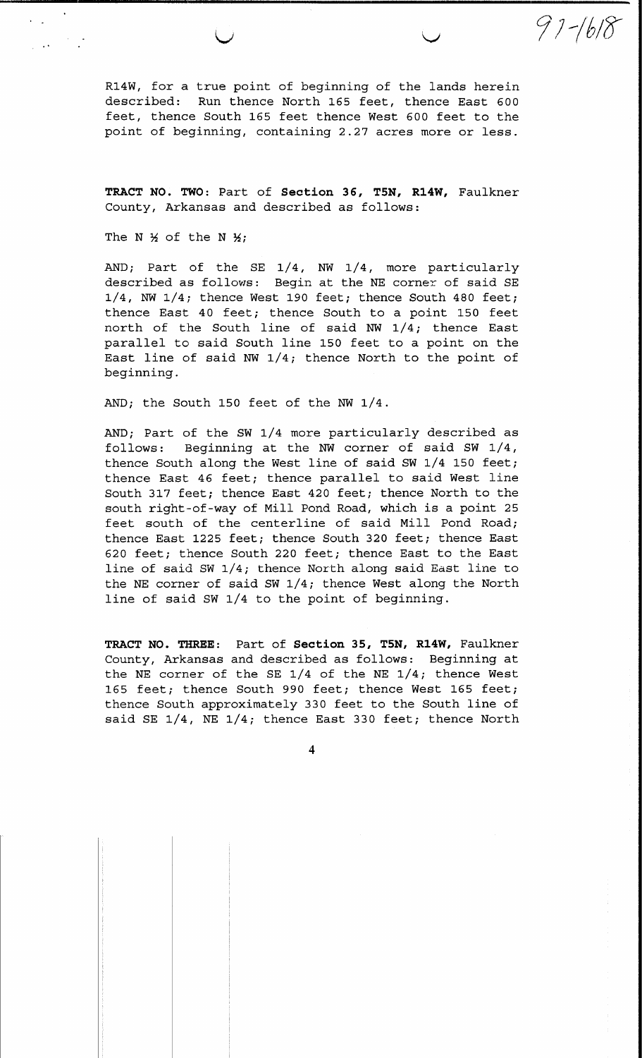97-1618

R14W, for a true point of beginning of the lands herein described: Run thence North 165 feet, thence East 600 feet, thence South 165 feet thence West 600 feet to the point of beginning, containing 2.27 acres more or less.

**TRACT NO. TWO**: Part of **Section 36, T5N, R14W,** Faulkner County, Arkansas and described as follows:

The N ½ of the N ½;

AND; Part of the SE 1/4, NW 1/4, more particularly described as follows: Begin at the NE corner of said SE 1/4, NW 1/4; thence West 190 feet; thence South 480 feet; thence East 40 feet; thence South to a point 150 feet north of the South line of said NW 1/4; thence East parallel to said South line 150 feet to a point on the East line of said NW 1/4; thence North to the point of beginning.

AND; the South 150 feet of the NW 1/4.

AND; Part of the SW 1/4 more particularly described as follows: Beginning at the NW corner of said SW 1/4, thence South along the West line of said SW 1/4 150 feet; thence East 46 feet; thence parallel to said West line South 317 feet; thence East 420 feet; thence North to the south right-of-way of Mill Pond Road, which is a point 25 feet south of the centerline of said Mill Pond Road; thence East 1225 feet; thence South 320 feet; thence East 620 feet; thence South 220 feet; thence East to the East line of said SW 1/4; thence North along said East line to the NE corner of said SW 1/4; thence West along the North line of said SW 1/4 to the point of beginning.

**TRACT NO. THREE**: Part of **Section 35, T5N, R14W,** Faulkner County, Arkansas and described as follows: Beginning at the NE corner of the SE 1/4 of the NE 1/4; thence West 165 feet; thence South 990 feet; thence West 165 feet; thence South approximately 330 feet to the South line of said SE 1/4, NE 1/4; thence East 330 feet; thence North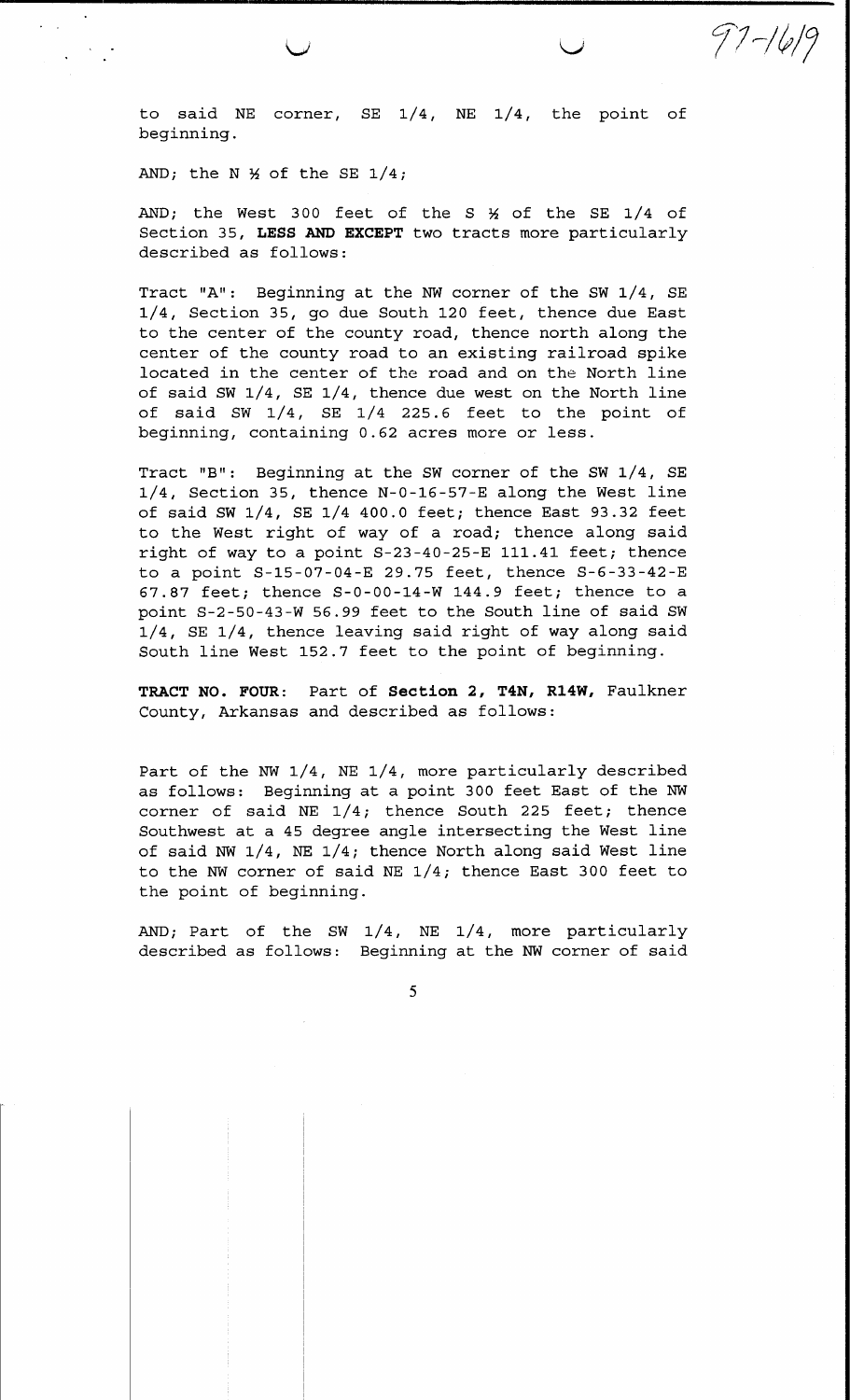to said NE corner, SE 1/4, NE 1/4, the point of beginning.

AND; the N ½ of the SE 1/4;

AND; the West 300 feet of the S ½ of the SE 1/4 of Section 35, **LESS AND EXCEPT** two tracts more particularly described as follows:

Tract "A": Beginning at the NW corner of the SW 1/4, SE 1/4, Section 35, go due South 120 feet, thence due East to the center of the county road, thence north along the center of the county road to an existing railroad spike located in the center of the road and on the North line of said SW 1/4, SE 1/4, thence due west on the North line of said SW 1/4, SE 1/4 225.6 feet to the point of beginning, containing 0.62 acres more or less.

Tract "B": Beginning at the SW corner of the SW 1/4, SE 1/4, Section 35, thence N-0-16-57-E along the West line of said SW 1/4, SE 1/4 400.0 feet; thence East 93.32 feet to the West right of way of a road; thence along said right of way to a point S-23-40-25-E 111.41 feet; thence to a point S-15-07-04-E 29.75 feet, thence S-6-33-42-E 67.87 feet; thence S-0-00-14-W 144.9 feet; thence to a point S-2-50-43-W 56.99 feet to the South line of said SW 1/4, SE 1/4, thence leaving said right of way along said South line West 152.7 feet to the point of beginning.

**TRACT NO. FOUR**: Part of **Section 2, T4N, R14W,** Faulkner County, Arkansas and described as follows:

Part of the NW 1/4, NE 1/4, more particularly described as follows: Beginning at a point 300 feet East of the NW corner of said NE 1/4; thence South 225 feet; thence Southwest at a 45 degree angle intersecting the West line of said NW 1/4, NE 1/4; thence North along said West line to the NW corner of said NE 1/4; thence East 300 feet to the point of beginning.

AND; Part of the SW 1/4, NE 1/4, more particularly described as follows: Beginning at the NW corner of said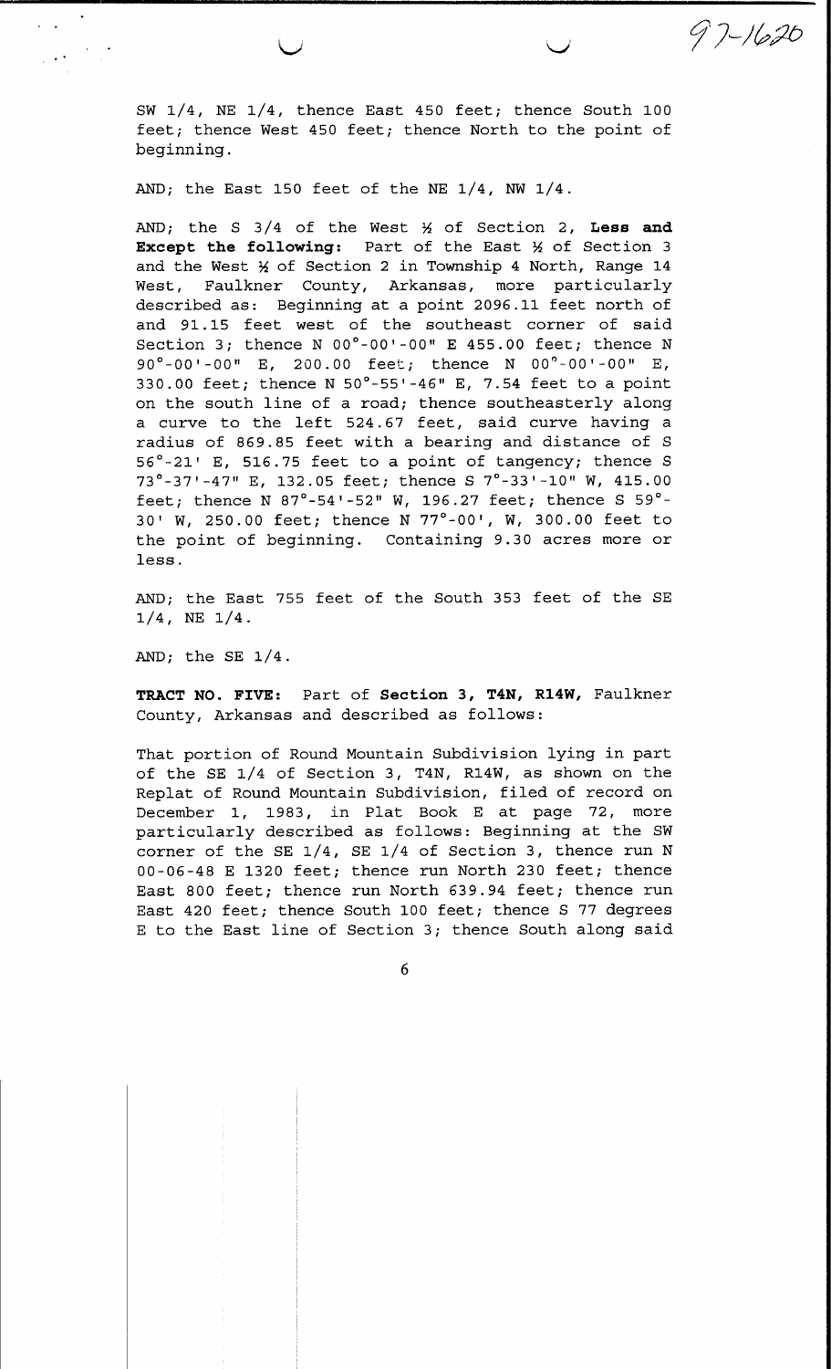97-1620

SW 1/4, NE 1/4, thence East 450 feet; thence South 100 feet; thence West 450 feet; thence North to the point of beginning.

AND; the East 150 feet of the NE 1/4, NW 1/4.

AND; the S 3/4 of the West ½ of Section 2, **Less and Except the following:** Part of the East ½ of Section 3 and the West ½ of Section 2 in Township 4 North, Range 14 West, Faulkner County, Arkansas, more particularly described as: Beginning at a point 2096.11 feet north of and 91.15 feet west of the southeast corner of said Section 3; thence N 00°-00'-00" E 455.00 feet; thence N 90°-00'-00" E, 200.00 feet; thence N 00°-00'-00" E, 330.00 feet; thence N 50°-55'-46" E, 7.54 feet to a point on the south line of a road; thence southeasterly along a curve to the left 524.67 feet, said curve having a radius of 869.85 feet with a bearing and distance of S 56°-21' E, 516.75 feet to a point of tangency; thence S 73°-37'-47" E, 132.05 feet; thence S 7°-33'-10" W, 415.00 feet; thence N 87°-54'-52" W, 196.27 feet; thence S 59°-30' W, 250.00 feet; thence N 77°-00', W, 300.00 feet to the point of beginning. Containing 9.30 acres more or less.

AND; the East 755 feet of the South 353 feet of the SE 1/4, NE 1/4.

AND; the SE 1/4.

**TRACT NO. FIVE:** Part of **Section 3, T4N, R14W,** Faulkner County, Arkansas and described as follows:

That portion of Round Mountain Subdivision lying in part of the SE 1/4 of Section 3, T4N, R14W, as shown on the Replat of Round Mountain Subdivision, filed of record on December 1, 1983, in Plat Book E at page 72, more particularly described as follows: Beginning at the SW corner of the SE 1/4, SE 1/4 of Section 3, thence run N 00-06-48 E 1320 feet; thence run North 230 feet; thence East 800 feet; thence run North 639.94 feet; thence run East 420 feet; thence South 100 feet; thence S 77 degrees E to the East line of Section 3; thence South along said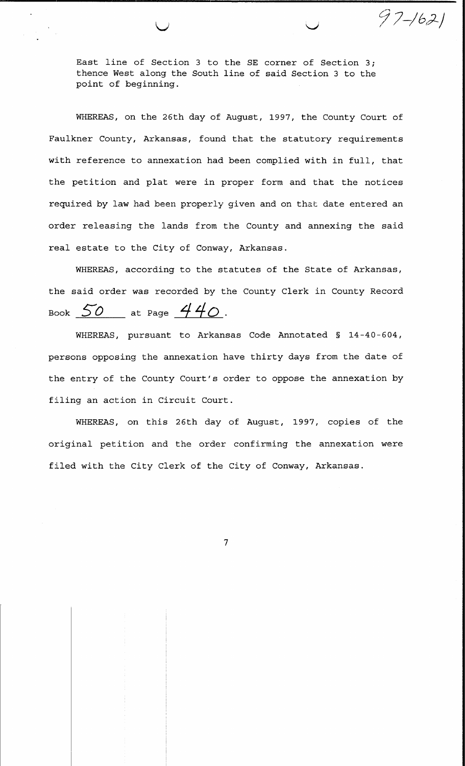East line of Section 3 to the SE corner of Section 3; thence West along the South line of said Section 3 to the point of beginning.

WHEREAS, on the 26th day of August, 1997, the County Court of Faulkner County, Arkansas, found that the statutory requirements with reference to annexation had been complied with in full, that the petition and plat were in proper form and that the notices required by law had been properly given and on that date entered an order releasing the lands from the County and annexing the said real estate to the City of Conway, Arkansas.

WHEREAS, according to the statutes of the State of Arkansas, the said order was recorded by the County Clerk in County Record Book 50 at Page 440.

WHEREAS, pursuant to Arkansas Code Annotated § 14-40-604, persons opposing the annexation have thirty days from the date of the entry of the County Court's order to oppose the annexation by filing an action in Circuit Court.

WHEREAS, on this 26th day of August, 1997, copies of the original petition and the order confirming the annexation were filed with the City Clerk of the City of Conway, Arkansas.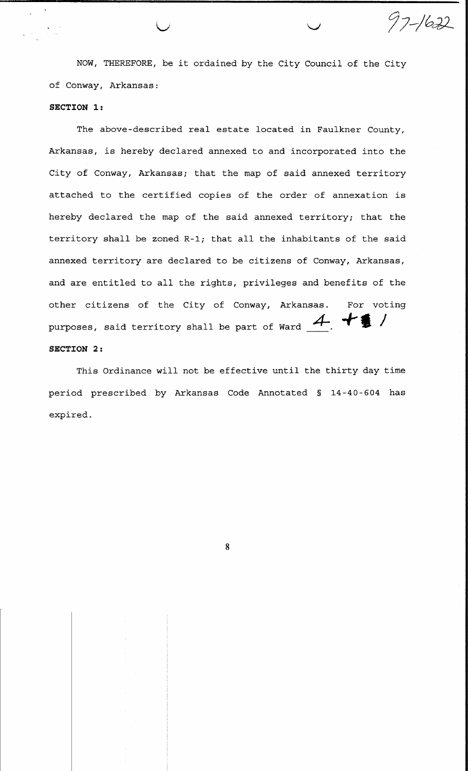97-1622

NOW, THEREFORE, be it ordained by the City Council of the City of Conway, Arkansas:

**SECTION 1:**

The above-described real estate located in Faulkner County, Arkansas, is hereby declared annexed to and incorporated into the City of Conway, Arkansas; that the map of said annexed territory attached to the certified copies of the order of annexation is hereby declared the map of the said annexed territory; that the territory shall be zoned R-1; that all the inhabitants of the said annexed territory are declared to be citizens of Conway, Arkansas, and are entitled to all the rights, privileges and benefits of the other citizens of the City of Conway, Arkansas. For voting purposes, said territory shall be part of Ward 4.

**SECTION 2:**

This Ordinance will not be effective until the thirty day time period prescribed by Arkansas Code Annotated § 14-40-604 has expired.